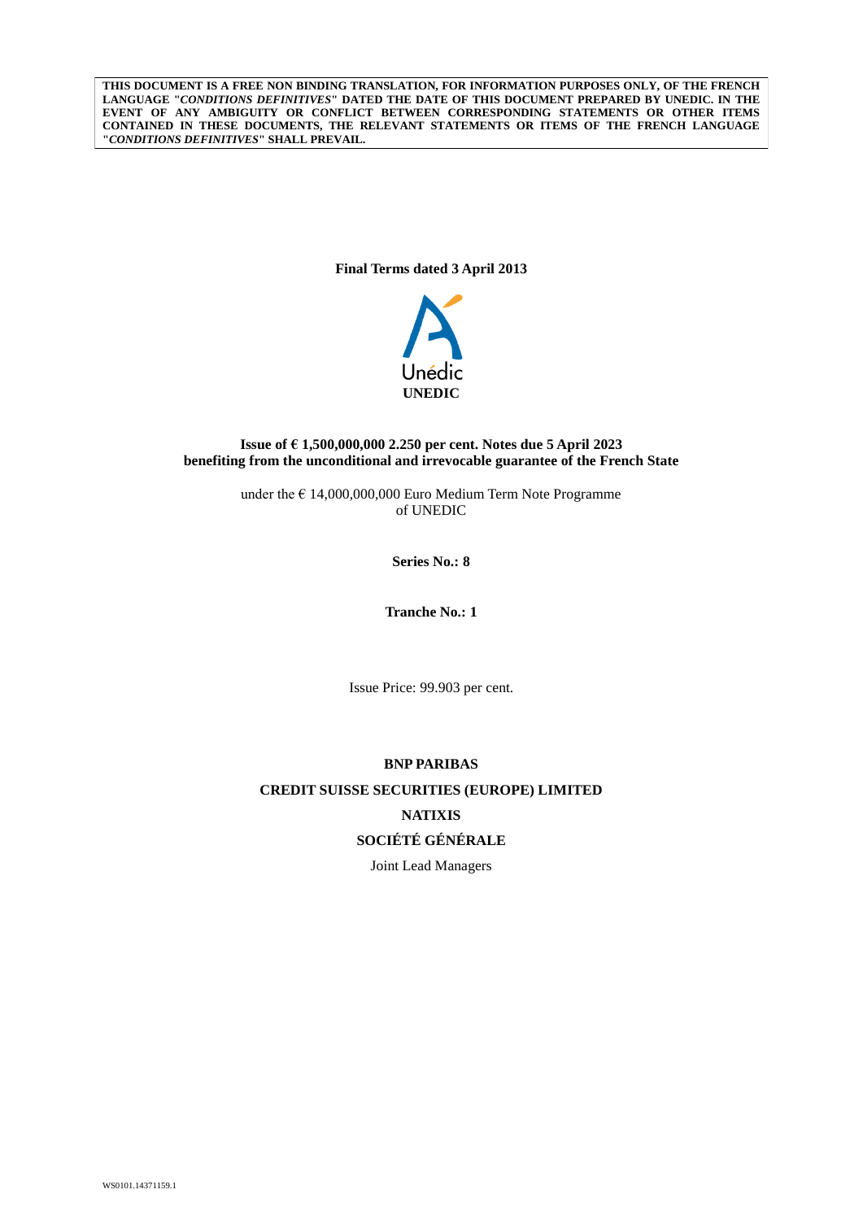**THIS DOCUMENT IS A FREE NON BINDING TRANSLATION, FOR INFORMATION PURPOSES ONLY, OF THE FRENCH LANGUAGE "*CONDITIONS DEFINITIVES*" DATED THE DATE OF THIS DOCUMENT PREPARED BY UNEDIC. IN THE EVENT OF ANY AMBIGUITY OR CONFLICT BETWEEN CORRESPONDING STATEMENTS OR OTHER ITEMS CONTAINED IN THESE DOCUMENTS, THE RELEVANT STATEMENTS OR ITEMS OF THE FRENCH LANGUAGE "*CONDITIONS DEFINITIVES*" SHALL PREVAIL.**

**Final Terms dated 3 April 2013**

Unédic

**UNEDIC**

**Issue of € 1,500,000,000 2.250 per cent. Notes due 5 April 2023**
**benefiting from the unconditional and irrevocable guarantee of the French State**

under the € 14,000,000,000 Euro Medium Term Note Programme
of UNEDIC

**Series No.: 8**

**Tranche No.: 1**

Issue Price: 99.903 per cent.

**BNP PARIBAS**

**CREDIT SUISSE SECURITIES (EUROPE) LIMITED**

**NATIXIS**

**SOCIÉTÉ GÉNÉRALE**

Joint Lead Managers

WS0101.14371159.1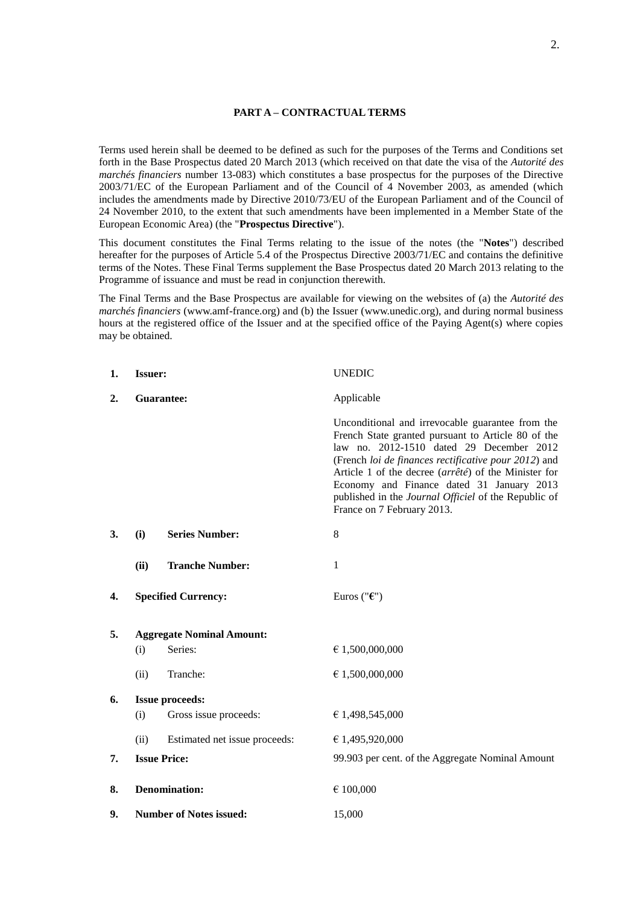## PART A – CONTRACTUAL TERMS

Terms used herein shall be deemed to be defined as such for the purposes of the Terms and Conditions set forth in the Base Prospectus dated 20 March 2013 (which received on that date the visa of the *Autorité des marchés financiers* number 13-083) which constitutes a base prospectus for the purposes of the Directive 2003/71/EC of the European Parliament and of the Council of 4 November 2003, as amended (which includes the amendments made by Directive 2010/73/EU of the European Parliament and of the Council of 24 November 2010, to the extent that such amendments have been implemented in a Member State of the European Economic Area) (the "**Prospectus Directive**").

This document constitutes the Final Terms relating to the issue of the notes (the "**Notes**") described hereafter for the purposes of Article 5.4 of the Prospectus Directive 2003/71/EC and contains the definitive terms of the Notes. These Final Terms supplement the Base Prospectus dated 20 March 2013 relating to the Programme of issuance and must be read in conjunction therewith.

The Final Terms and the Base Prospectus are available for viewing on the websites of (a) the *Autorité des marchés financiers* (www.amf-france.org) and (b) the Issuer (www.unedic.org), and during normal business hours at the registered office of the Issuer and at the specified office of the Paying Agent(s) where copies may be obtained.

| | | |
|---|---|---|
| **1.** | **Issuer:** | UNEDIC |
| **2.** | **Guarantee:** | Applicable<br><br>Unconditional and irrevocable guarantee from the French State granted pursuant to Article 80 of the law no. 2012-1510 dated 29 December 2012 (French *loi de finances rectificative pour 2012*) and Article 1 of the decree (*arrêté*) of the Minister for Economy and Finance dated 31 January 2013 published in the *Journal Officiel* of the Republic of France on 7 February 2013. |
| **3.** | **(i) Series Number:** | 8 |
| | **(ii) Tranche Number:** | 1 |
| **4.** | **Specified Currency:** | Euros ("**€**") |
| **5.** | **Aggregate Nominal Amount:** | |
| | (i) Series: | € 1,500,000,000 |
| | (ii) Tranche: | € 1,500,000,000 |
| **6.** | **Issue proceeds:** | |
| | (i) Gross issue proceeds: | € 1,498,545,000 |
| | (ii) Estimated net issue proceeds: | € 1,495,920,000 |
| **7.** | **Issue Price:** | 99.903 per cent. of the Aggregate Nominal Amount |
| **8.** | **Denomination:** | € 100,000 |
| **9.** | **Number of Notes issued:** | 15,000 |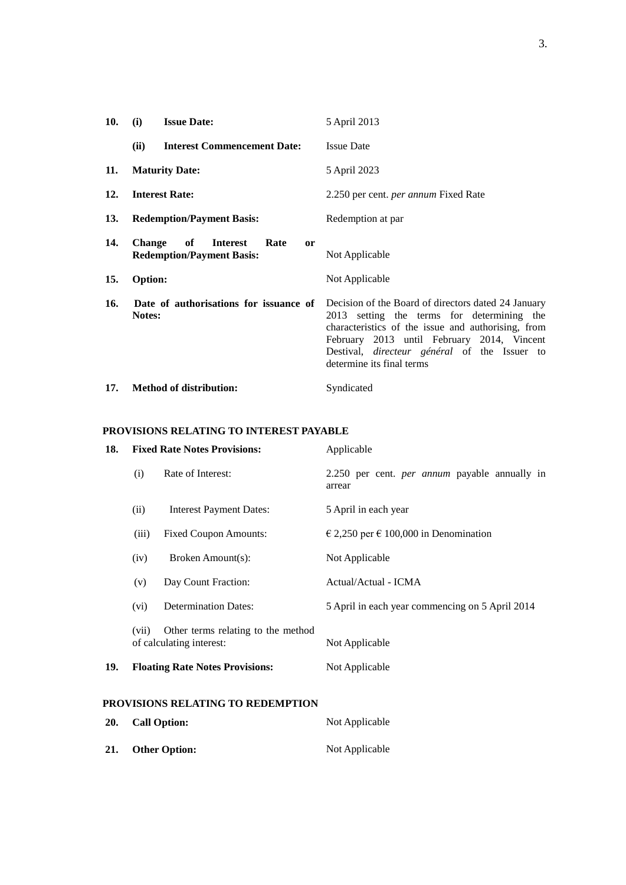| | | |
|---|---|---|
| **10.** | **(i) Issue Date:** | 5 April 2013 |
| | **(ii) Interest Commencement Date:** | Issue Date |
| **11.** | **Maturity Date:** | 5 April 2023 |
| **12.** | **Interest Rate:** | 2.250 per cent. *per annum* Fixed Rate |
| **13.** | **Redemption/Payment Basis:** | Redemption at par |
| **14.** | **Change of Interest Rate or Redemption/Payment Basis:** | Not Applicable |
| **15.** | **Option:** | Not Applicable |
| **16.** | **Date of authorisations for issuance of Notes:** | Decision of the Board of directors dated 24 January 2013 setting the terms for determining the characteristics of the issue and authorising, from February 2013 until February 2014, Vincent Destival, *directeur général* of the Issuer to determine its final terms |
| **17.** | **Method of distribution:** | Syndicated |

## PROVISIONS RELATING TO INTEREST PAYABLE

| | | |
|---|---|---|
| **18.** | **Fixed Rate Notes Provisions:** | Applicable |
| | (i) Rate of Interest: | 2.250 per cent. *per annum* payable annually in arrear |
| | (ii) Interest Payment Dates: | 5 April in each year |
| | (iii) Fixed Coupon Amounts: | € 2,250 per € 100,000 in Denomination |
| | (iv) Broken Amount(s): | Not Applicable |
| | (v) Day Count Fraction: | Actual/Actual - ICMA |
| | (vi) Determination Dates: | 5 April in each year commencing on 5 April 2014 |
| | (vii) Other terms relating to the method of calculating interest: | Not Applicable |
| **19.** | **Floating Rate Notes Provisions:** | Not Applicable |

## PROVISIONS RELATING TO REDEMPTION

| | | |
|---|---|---|
| **20.** | **Call Option:** | Not Applicable |
| **21.** | **Other Option:** | Not Applicable |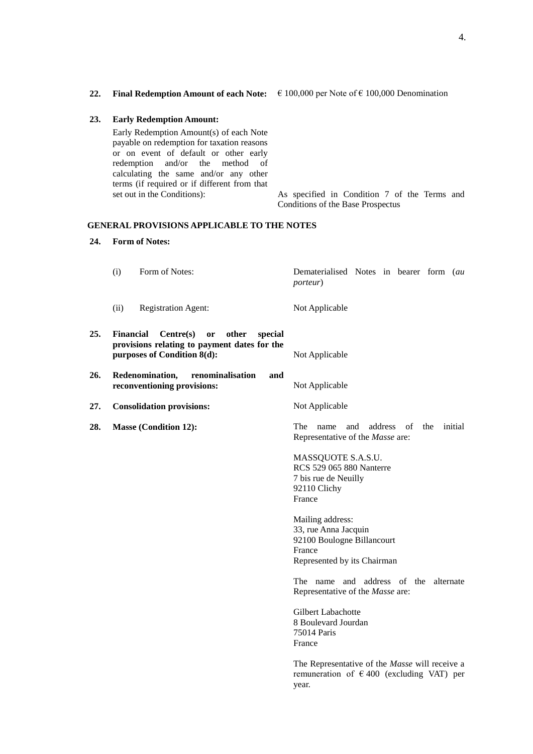**22. Final Redemption Amount of each Note:** € 100,000 per Note of € 100,000 Denomination

**23. Early Redemption Amount:**

Early Redemption Amount(s) of each Note payable on redemption for taxation reasons or on event of default or other early redemption and/or the method of calculating the same and/or any other terms (if required or if different from that set out in the Conditions): As specified in Condition 7 of the Terms and Conditions of the Base Prospectus

**GENERAL PROVISIONS APPLICABLE TO THE NOTES**

**24. Form of Notes:**

(i) Form of Notes: Dematerialised Notes in bearer form (*au porteur*)

(ii) Registration Agent: Not Applicable

**25. Financial Centre(s) or other special provisions relating to payment dates for the purposes of Condition 8(d):** Not Applicable

**26. Redenomination, renominalisation and reconventioning provisions:** Not Applicable

**27. Consolidation provisions:** Not Applicable

**28. Masse (Condition 12):** The name and address of the initial Representative of the *Masse* are:

MASSQUOTE S.A.S.U.
RCS 529 065 880 Nanterre
7 bis rue de Neuilly
92110 Clichy
France

Mailing address:
33, rue Anna Jacquin
92100 Boulogne Billancourt
France
Represented by its Chairman

The name and address of the alternate Representative of the *Masse* are:

Gilbert Labachotte
8 Boulevard Jourdan
75014 Paris
France

The Representative of the *Masse* will receive a remuneration of € 400 (excluding VAT) per year.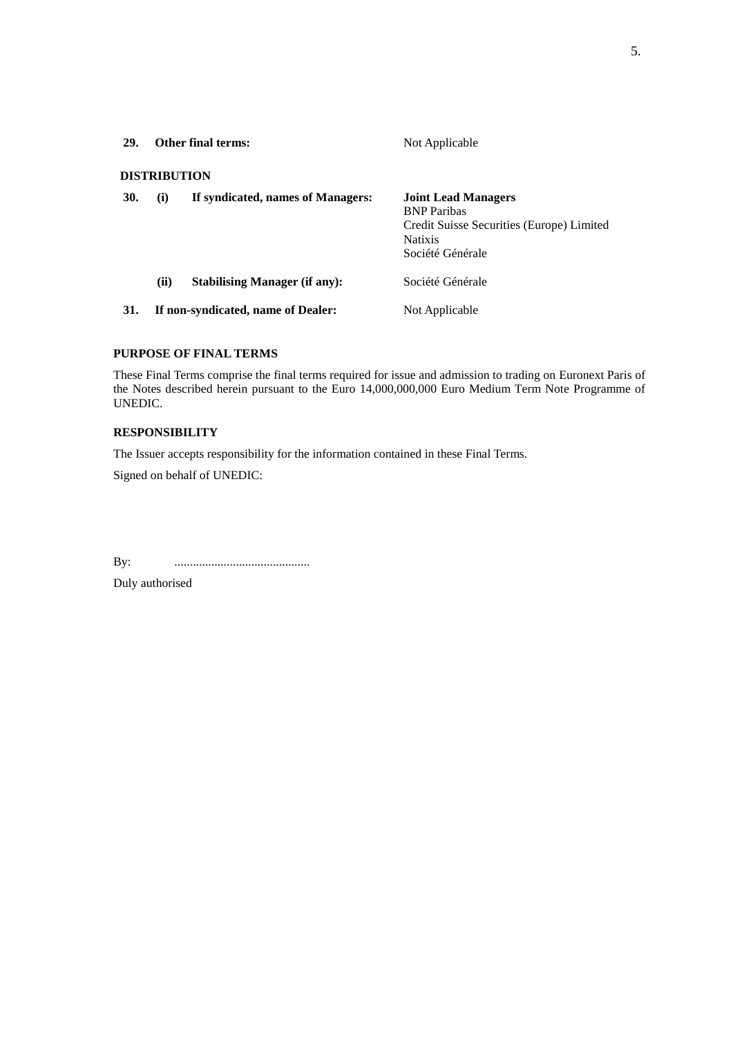| | | |
|---|---|---|
| **29.** | **Other final terms:** | Not Applicable |

**DISTRIBUTION**

| | | | |
|---|---|---|---|
| **30.** | **(i)** | **If syndicated, names of Managers:** | **Joint Lead Managers**<br>BNP Paribas<br>Credit Suisse Securities (Europe) Limited<br>Natixis<br>Société Générale |
| | **(ii)** | **Stabilising Manager (if any):** | Société Générale |
| **31.** | | **If non-syndicated, name of Dealer:** | Not Applicable |

**PURPOSE OF FINAL TERMS**

These Final Terms comprise the final terms required for issue and admission to trading on Euronext Paris of the Notes described herein pursuant to the Euro 14,000,000,000 Euro Medium Term Note Programme of UNEDIC.

**RESPONSIBILITY**

The Issuer accepts responsibility for the information contained in these Final Terms.

Signed on behalf of UNEDIC:

By: ............................................

Duly authorised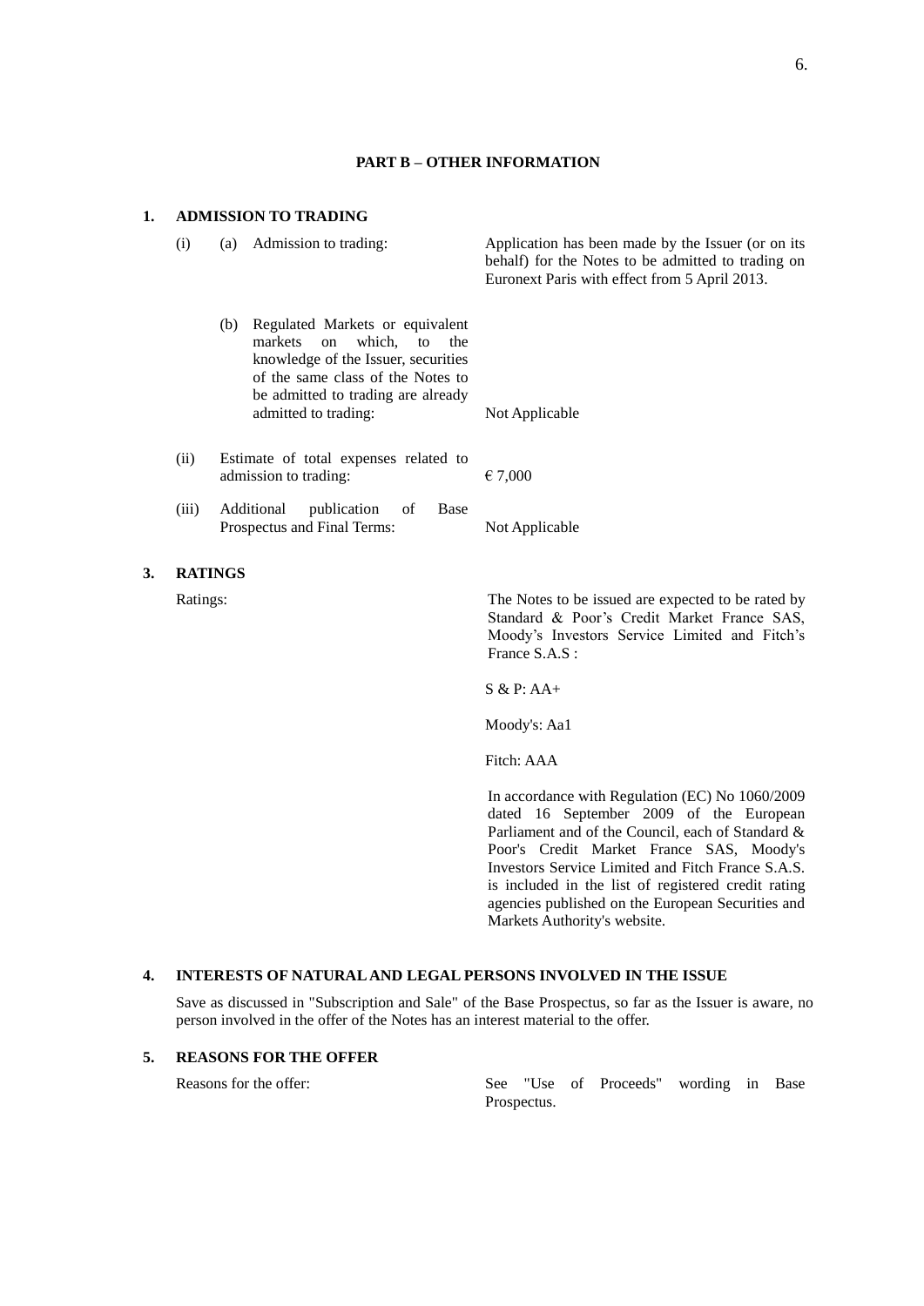## PART B – OTHER INFORMATION

### 1. ADMISSION TO TRADING

| | | |
|---|---|---|
| (i) | (a) Admission to trading: | Application has been made by the Issuer (or on its behalf) for the Notes to be admitted to trading on Euronext Paris with effect from 5 April 2013. |
| | (b) Regulated Markets or equivalent markets on which, to the knowledge of the Issuer, securities of the same class of the Notes to be admitted to trading are already admitted to trading: | Not Applicable |
| (ii) | Estimate of total expenses related to admission to trading: | € 7,000 |
| (iii) | Additional publication of Base Prospectus and Final Terms: | Not Applicable |

### 3. RATINGS

Ratings:

The Notes to be issued are expected to be rated by Standard & Poor's Credit Market France SAS, Moody's Investors Service Limited and Fitch's France S.A.S :

S & P: AA+

Moody's: Aa1

Fitch: AAA

In accordance with Regulation (EC) No 1060/2009 dated 16 September 2009 of the European Parliament and of the Council, each of Standard & Poor's Credit Market France SAS, Moody's Investors Service Limited and Fitch France S.A.S. is included in the list of registered credit rating agencies published on the European Securities and Markets Authority's website.

### 4. INTERESTS OF NATURAL AND LEGAL PERSONS INVOLVED IN THE ISSUE

Save as discussed in "Subscription and Sale" of the Base Prospectus, so far as the Issuer is aware, no person involved in the offer of the Notes has an interest material to the offer.

### 5. REASONS FOR THE OFFER

| | |
|---|---|
| Reasons for the offer: | See "Use of Proceeds" wording in Base Prospectus. |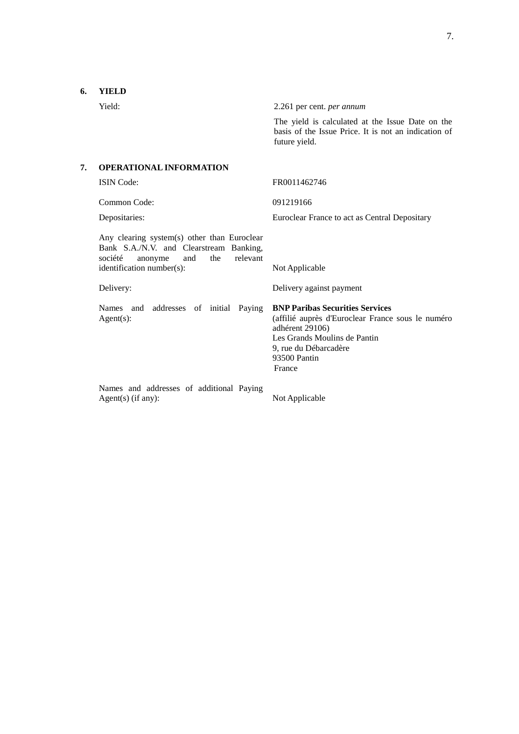## 6. YIELD

| | |
|---|---|
| Yield: | 2.261 per cent. *per annum* |
| | The yield is calculated at the Issue Date on the basis of the Issue Price. It is not an indication of future yield. |

## 7. OPERATIONAL INFORMATION

| | |
|---|---|
| ISIN Code: | FR0011462746 |
| Common Code: | 091219166 |
| Depositaries: | Euroclear France to act as Central Depositary |
| Any clearing system(s) other than Euroclear Bank S.A./N.V. and Clearstream Banking, société anonyme and the relevant identification number(s): | Not Applicable |
| Delivery: | Delivery against payment |
| Names and addresses of initial Paying Agent(s): | **BNP Paribas Securities Services**<br>(affilié auprès d'Euroclear France sous le numéro adhérent 29106)<br>Les Grands Moulins de Pantin<br>9, rue du Débarcadère<br>93500 Pantin<br>France |
| Names and addresses of additional Paying Agent(s) (if any): | Not Applicable |